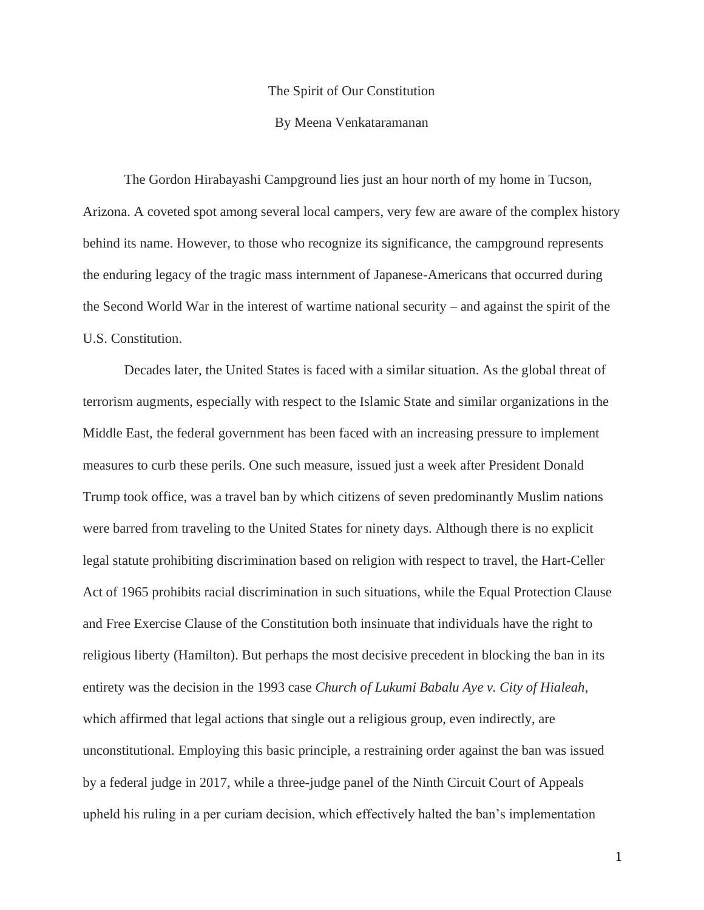# The Spirit of Our Constitution

By Meena Venkataramanan

The Gordon Hirabayashi Campground lies just an hour north of my home in Tucson, Arizona. A coveted spot among several local campers, very few are aware of the complex history behind its name. However, to those who recognize its significance, the campground represents the enduring legacy of the tragic mass internment of Japanese-Americans that occurred during the Second World War in the interest of wartime national security – and against the spirit of the U.S. Constitution.

Decades later, the United States is faced with a similar situation. As the global threat of terrorism augments, especially with respect to the Islamic State and similar organizations in the Middle East, the federal government has been faced with an increasing pressure to implement measures to curb these perils. One such measure, issued just a week after President Donald Trump took office, was a travel ban by which citizens of seven predominantly Muslim nations were barred from traveling to the United States for ninety days. Although there is no explicit legal statute prohibiting discrimination based on religion with respect to travel, the Hart-Celler Act of 1965 prohibits racial discrimination in such situations, while the Equal Protection Clause and Free Exercise Clause of the Constitution both insinuate that individuals have the right to religious liberty (Hamilton). But perhaps the most decisive precedent in blocking the ban in its entirety was the decision in the 1993 case *Church of Lukumi Babalu Aye v. City of Hialeah*, which affirmed that legal actions that single out a religious group, even indirectly, are unconstitutional. Employing this basic principle, a restraining order against the ban was issued by a federal judge in 2017, while a three-judge panel of the Ninth Circuit Court of Appeals upheld his ruling in a per curiam decision, which effectively halted the ban's implementation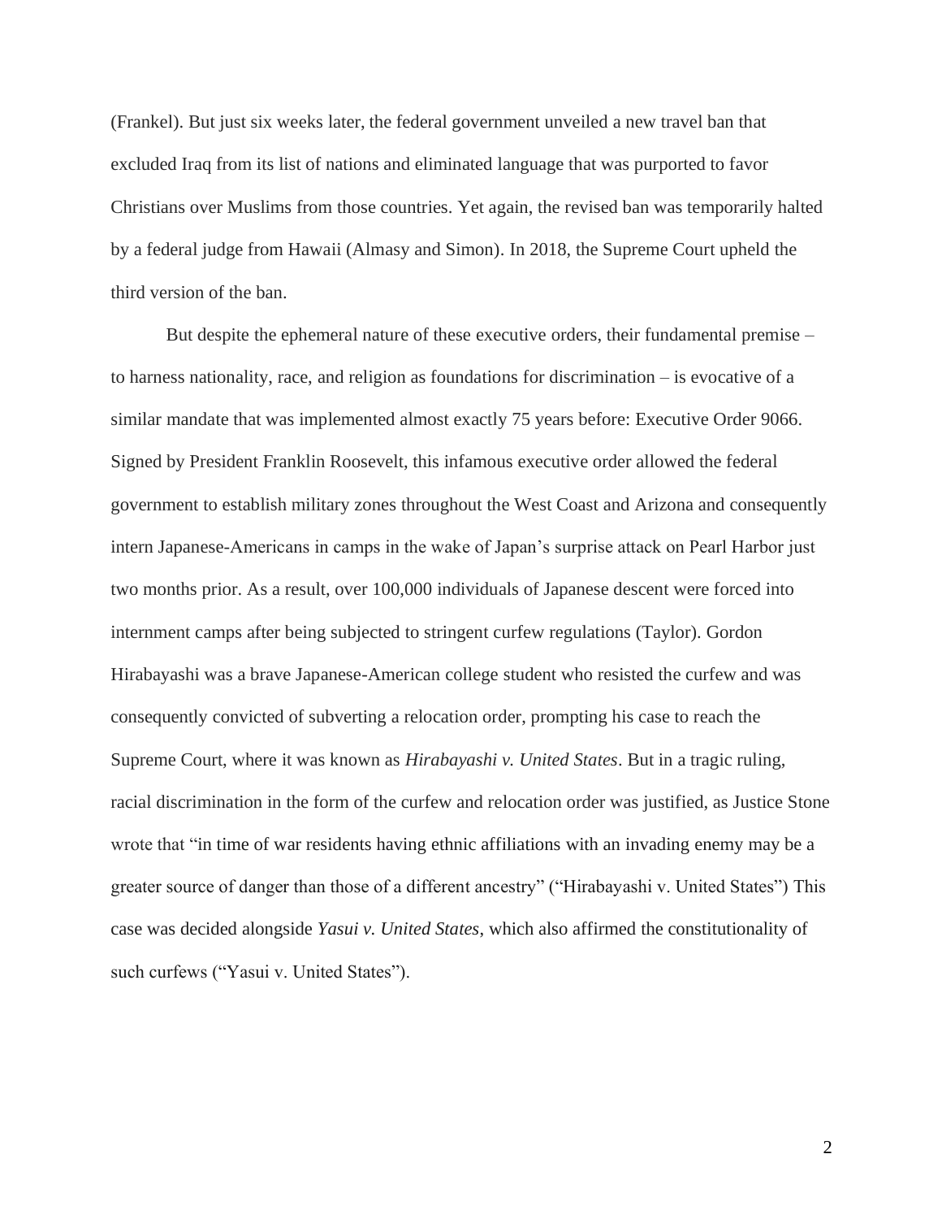(Frankel). But just six weeks later, the federal government unveiled a new travel ban that excluded Iraq from its list of nations and eliminated language that was purported to favor Christians over Muslims from those countries. Yet again, the revised ban was temporarily halted by a federal judge from Hawaii (Almasy and Simon). In 2018, the Supreme Court upheld the third version of the ban.

But despite the ephemeral nature of these executive orders, their fundamental premise – to harness nationality, race, and religion as foundations for discrimination – is evocative of a similar mandate that was implemented almost exactly 75 years before: Executive Order 9066. Signed by President Franklin Roosevelt, this infamous executive order allowed the federal government to establish military zones throughout the West Coast and Arizona and consequently intern Japanese-Americans in camps in the wake of Japan's surprise attack on Pearl Harbor just two months prior. As a result, over 100,000 individuals of Japanese descent were forced into internment camps after being subjected to stringent curfew regulations (Taylor). Gordon Hirabayashi was a brave Japanese-American college student who resisted the curfew and was consequently convicted of subverting a relocation order, prompting his case to reach the Supreme Court, where it was known as *Hirabayashi v. United States*. But in a tragic ruling, racial discrimination in the form of the curfew and relocation order was justified, as Justice Stone wrote that "in time of war residents having ethnic affiliations with an invading enemy may be a greater source of danger than those of a different ancestry" ("Hirabayashi v. United States") This case was decided alongside *Yasui v. United States*, which also affirmed the constitutionality of such curfews ("Yasui v. United States").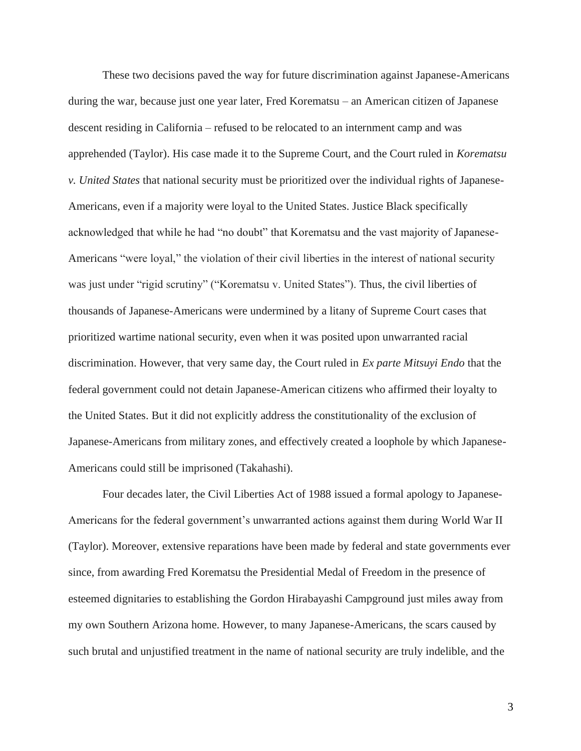These two decisions paved the way for future discrimination against Japanese-Americans during the war, because just one year later, Fred Korematsu – an American citizen of Japanese descent residing in California – refused to be relocated to an internment camp and was apprehended (Taylor). His case made it to the Supreme Court, and the Court ruled in *Korematsu v. United States* that national security must be prioritized over the individual rights of Japanese-Americans, even if a majority were loyal to the United States. Justice Black specifically acknowledged that while he had "no doubt" that Korematsu and the vast majority of Japanese-Americans "were loyal," the violation of their civil liberties in the interest of national security was just under "rigid scrutiny" ("Korematsu v. United States"). Thus, the civil liberties of thousands of Japanese-Americans were undermined by a litany of Supreme Court cases that prioritized wartime national security, even when it was posited upon unwarranted racial discrimination. However, that very same day, the Court ruled in *Ex parte Mitsuyi Endo* that the federal government could not detain Japanese-American citizens who affirmed their loyalty to the United States. But it did not explicitly address the constitutionality of the exclusion of Japanese-Americans from military zones, and effectively created a loophole by which Japanese-Americans could still be imprisoned (Takahashi).

Four decades later, the Civil Liberties Act of 1988 issued a formal apology to Japanese-Americans for the federal government's unwarranted actions against them during World War II (Taylor). Moreover, extensive reparations have been made by federal and state governments ever since, from awarding Fred Korematsu the Presidential Medal of Freedom in the presence of esteemed dignitaries to establishing the Gordon Hirabayashi Campground just miles away from my own Southern Arizona home. However, to many Japanese-Americans, the scars caused by such brutal and unjustified treatment in the name of national security are truly indelible, and the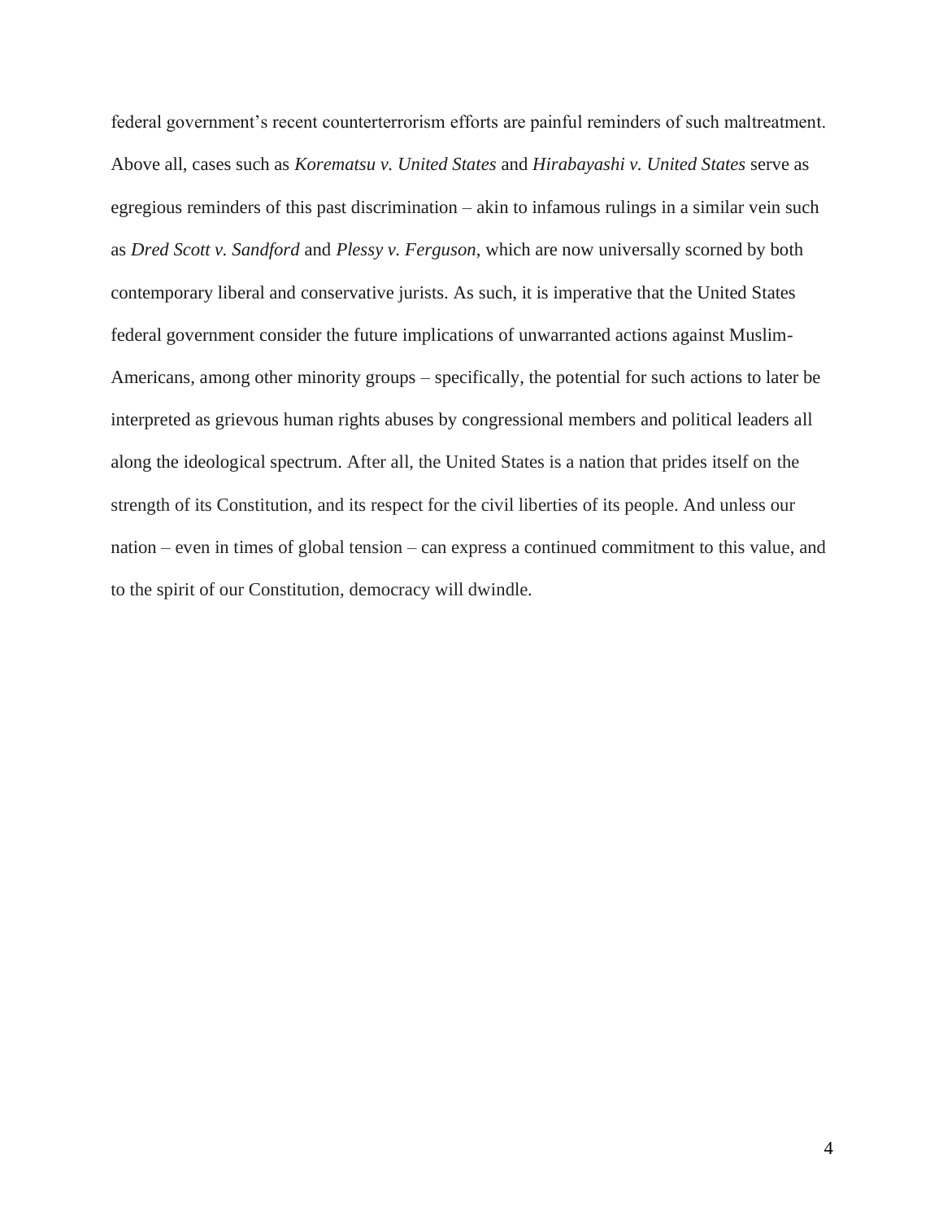federal government's recent counterterrorism efforts are painful reminders of such maltreatment. Above all, cases such as *Korematsu v. United States* and *Hirabayashi v. United States* serve as egregious reminders of this past discrimination – akin to infamous rulings in a similar vein such as *Dred Scott v. Sandford* and *Plessy v. Ferguson*, which are now universally scorned by both contemporary liberal and conservative jurists. As such, it is imperative that the United States federal government consider the future implications of unwarranted actions against Muslim-Americans, among other minority groups – specifically, the potential for such actions to later be interpreted as grievous human rights abuses by congressional members and political leaders all along the ideological spectrum. After all, the United States is a nation that prides itself on the strength of its Constitution, and its respect for the civil liberties of its people. And unless our nation – even in times of global tension – can express a continued commitment to this value, and to the spirit of our Constitution, democracy will dwindle.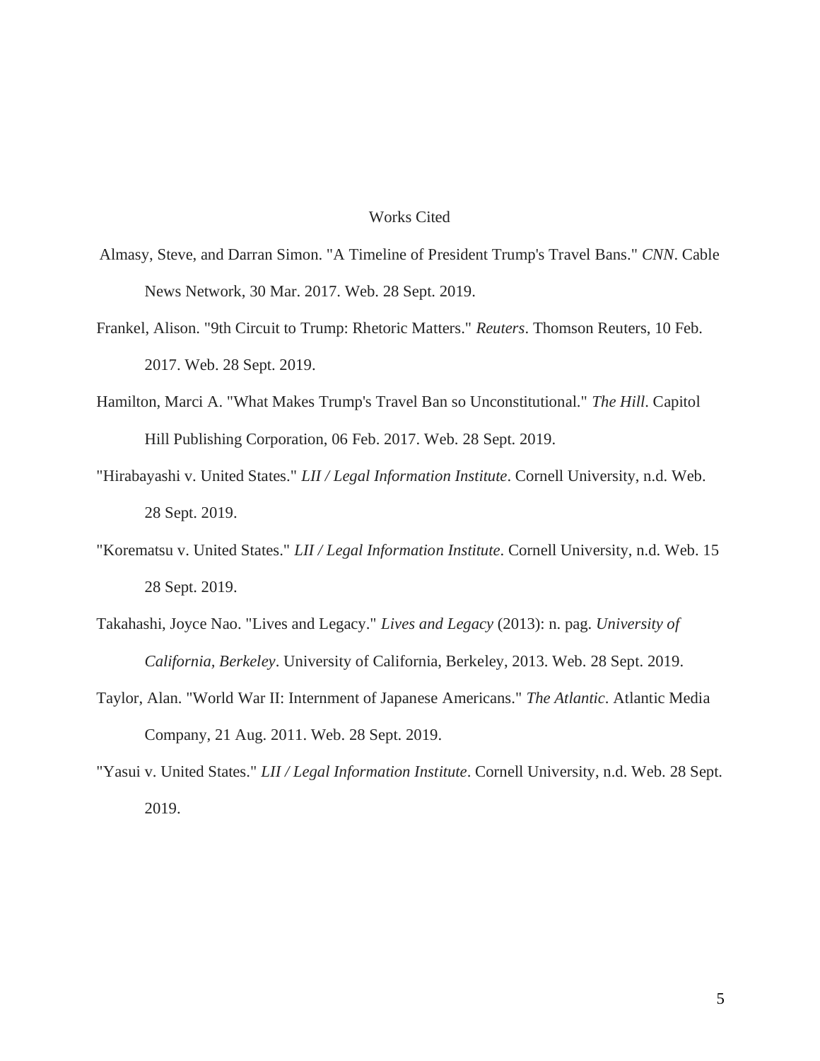# Works Cited

Almasy, Steve, and Darran Simon. "A Timeline of President Trump's Travel Bans." *CNN*. Cable News Network, 30 Mar. 2017. Web. 28 Sept. 2019.

Frankel, Alison. "9th Circuit to Trump: Rhetoric Matters." *Reuters*. Thomson Reuters, 10 Feb. 2017. Web. 28 Sept. 2019.

Hamilton, Marci A. "What Makes Trump's Travel Ban so Unconstitutional." *The Hill*. Capitol Hill Publishing Corporation, 06 Feb. 2017. Web. 28 Sept. 2019.

"Hirabayashi v. United States." *LII / Legal Information Institute*. Cornell University, n.d. Web. 28 Sept. 2019.

"Korematsu v. United States." *LII / Legal Information Institute*. Cornell University, n.d. Web. 15 28 Sept. 2019.

Takahashi, Joyce Nao. "Lives and Legacy." *Lives and Legacy* (2013): n. pag. *University of California, Berkeley*. University of California, Berkeley, 2013. Web. 28 Sept. 2019.

Taylor, Alan. "World War II: Internment of Japanese Americans." *The Atlantic*. Atlantic Media Company, 21 Aug. 2011. Web. 28 Sept. 2019.

"Yasui v. United States." *LII / Legal Information Institute*. Cornell University, n.d. Web. 28 Sept. 2019.